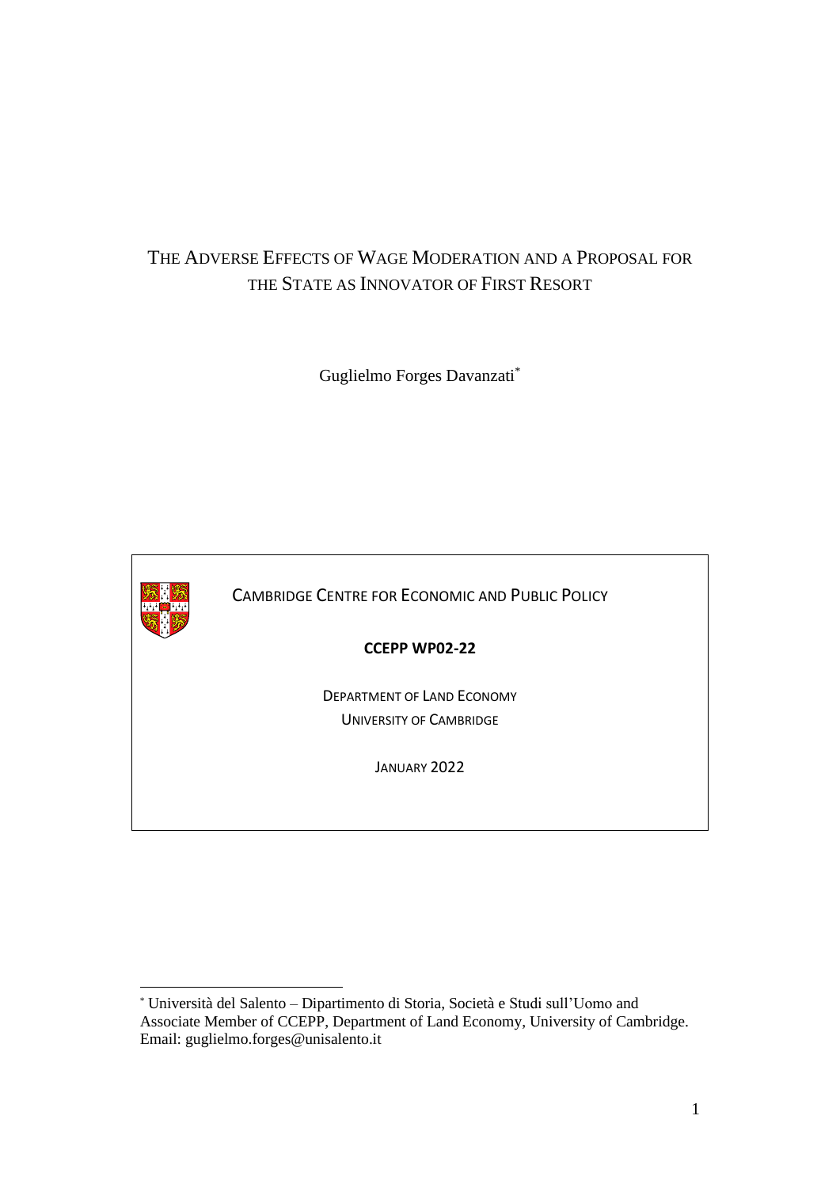# The Adverse Effects of Wage Moderation and a Proposal for the State as Innovator of First Resort

Guglielmo Forges Davanzati[*]

CAMBRIDGE CENTRE FOR ECONOMIC AND PUBLIC POLICY

**CCEPP WP02-22**

DEPARTMENT OF LAND ECONOMY

UNIVERSITY OF CAMBRIDGE

JANUARY 2022

---

[*] Università del Salento – Dipartimento di Storia, Società e Studi sull'Uomo and Associate Member of CCEPP, Department of Land Economy, University of Cambridge. Email: guglielmo.forges@unisalento.it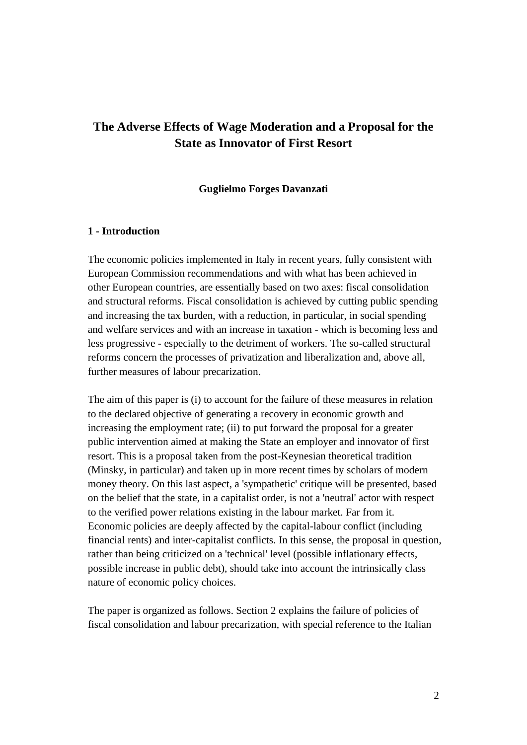# The Adverse Effects of Wage Moderation and a Proposal for the State as Innovator of First Resort

**Guglielmo Forges Davanzati**

## 1 - Introduction

The economic policies implemented in Italy in recent years, fully consistent with European Commission recommendations and with what has been achieved in other European countries, are essentially based on two axes: fiscal consolidation and structural reforms. Fiscal consolidation is achieved by cutting public spending and increasing the tax burden, with a reduction, in particular, in social spending and welfare services and with an increase in taxation - which is becoming less and less progressive - especially to the detriment of workers. The so-called structural reforms concern the processes of privatization and liberalization and, above all, further measures of labour precarization.

The aim of this paper is (i) to account for the failure of these measures in relation to the declared objective of generating a recovery in economic growth and increasing the employment rate; (ii) to put forward the proposal for a greater public intervention aimed at making the State an employer and innovator of first resort. This is a proposal taken from the post-Keynesian theoretical tradition (Minsky, in particular) and taken up in more recent times by scholars of modern money theory. On this last aspect, a 'sympathetic' critique will be presented, based on the belief that the state, in a capitalist order, is not a 'neutral' actor with respect to the verified power relations existing in the labour market. Far from it. Economic policies are deeply affected by the capital-labour conflict (including financial rents) and inter-capitalist conflicts. In this sense, the proposal in question, rather than being criticized on a 'technical' level (possible inflationary effects, possible increase in public debt), should take into account the intrinsically class nature of economic policy choices.

The paper is organized as follows. Section 2 explains the failure of policies of fiscal consolidation and labour precarization, with special reference to the Italian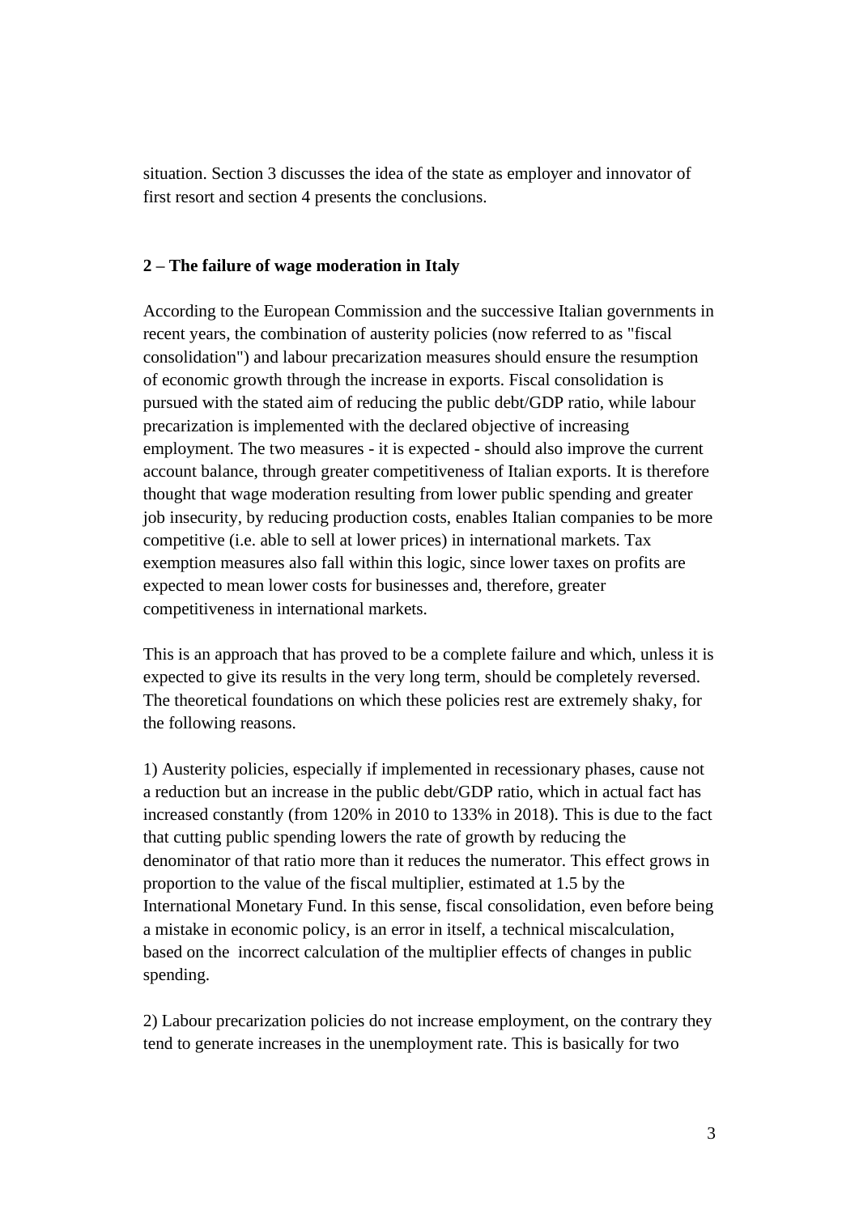situation. Section 3 discusses the idea of the state as employer and innovator of first resort and section 4 presents the conclusions.

## 2 – The failure of wage moderation in Italy

According to the European Commission and the successive Italian governments in recent years, the combination of austerity policies (now referred to as "fiscal consolidation") and labour precarization measures should ensure the resumption of economic growth through the increase in exports. Fiscal consolidation is pursued with the stated aim of reducing the public debt/GDP ratio, while labour precarization is implemented with the declared objective of increasing employment. The two measures - it is expected - should also improve the current account balance, through greater competitiveness of Italian exports. It is therefore thought that wage moderation resulting from lower public spending and greater job insecurity, by reducing production costs, enables Italian companies to be more competitive (i.e. able to sell at lower prices) in international markets. Tax exemption measures also fall within this logic, since lower taxes on profits are expected to mean lower costs for businesses and, therefore, greater competitiveness in international markets.

This is an approach that has proved to be a complete failure and which, unless it is expected to give its results in the very long term, should be completely reversed. The theoretical foundations on which these policies rest are extremely shaky, for the following reasons.

1) Austerity policies, especially if implemented in recessionary phases, cause not a reduction but an increase in the public debt/GDP ratio, which in actual fact has increased constantly (from 120% in 2010 to 133% in 2018). This is due to the fact that cutting public spending lowers the rate of growth by reducing the denominator of that ratio more than it reduces the numerator. This effect grows in proportion to the value of the fiscal multiplier, estimated at 1.5 by the International Monetary Fund. In this sense, fiscal consolidation, even before being a mistake in economic policy, is an error in itself, a technical miscalculation, based on the incorrect calculation of the multiplier effects of changes in public spending.

2) Labour precarization policies do not increase employment, on the contrary they tend to generate increases in the unemployment rate. This is basically for two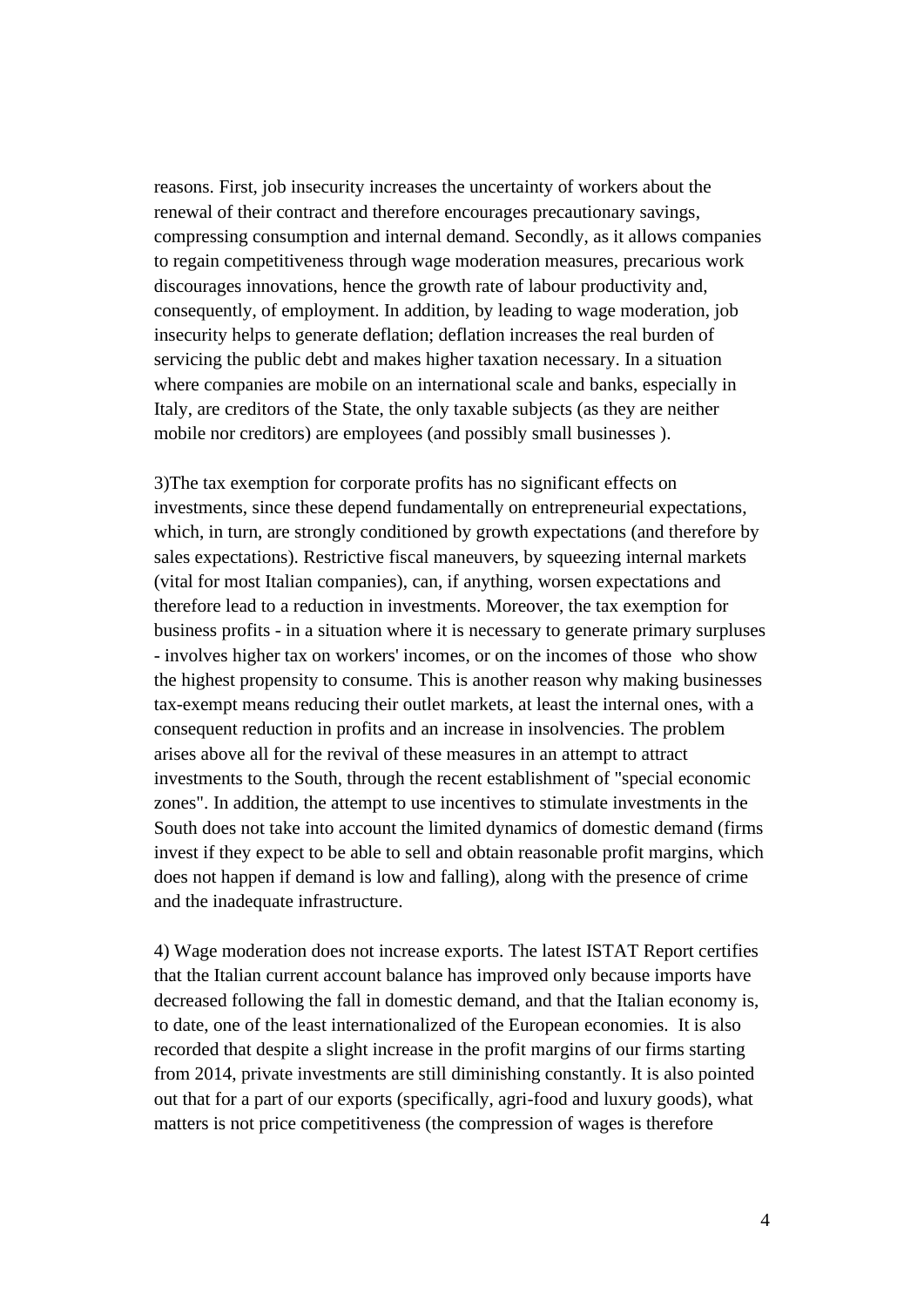reasons. First, job insecurity increases the uncertainty of workers about the renewal of their contract and therefore encourages precautionary savings, compressing consumption and internal demand. Secondly, as it allows companies to regain competitiveness through wage moderation measures, precarious work discourages innovations, hence the growth rate of labour productivity and, consequently, of employment. In addition, by leading to wage moderation, job insecurity helps to generate deflation; deflation increases the real burden of servicing the public debt and makes higher taxation necessary. In a situation where companies are mobile on an international scale and banks, especially in Italy, are creditors of the State, the only taxable subjects (as they are neither mobile nor creditors) are employees (and possibly small businesses ).

3)The tax exemption for corporate profits has no significant effects on investments, since these depend fundamentally on entrepreneurial expectations, which, in turn, are strongly conditioned by growth expectations (and therefore by sales expectations). Restrictive fiscal maneuvers, by squeezing internal markets (vital for most Italian companies), can, if anything, worsen expectations and therefore lead to a reduction in investments. Moreover, the tax exemption for business profits - in a situation where it is necessary to generate primary surpluses - involves higher tax on workers' incomes, or on the incomes of those who show the highest propensity to consume. This is another reason why making businesses tax-exempt means reducing their outlet markets, at least the internal ones, with a consequent reduction in profits and an increase in insolvencies. The problem arises above all for the revival of these measures in an attempt to attract investments to the South, through the recent establishment of "special economic zones". In addition, the attempt to use incentives to stimulate investments in the South does not take into account the limited dynamics of domestic demand (firms invest if they expect to be able to sell and obtain reasonable profit margins, which does not happen if demand is low and falling), along with the presence of crime and the inadequate infrastructure.

4) Wage moderation does not increase exports. The latest ISTAT Report certifies that the Italian current account balance has improved only because imports have decreased following the fall in domestic demand, and that the Italian economy is, to date, one of the least internationalized of the European economies. It is also recorded that despite a slight increase in the profit margins of our firms starting from 2014, private investments are still diminishing constantly. It is also pointed out that for a part of our exports (specifically, agri-food and luxury goods), what matters is not price competitiveness (the compression of wages is therefore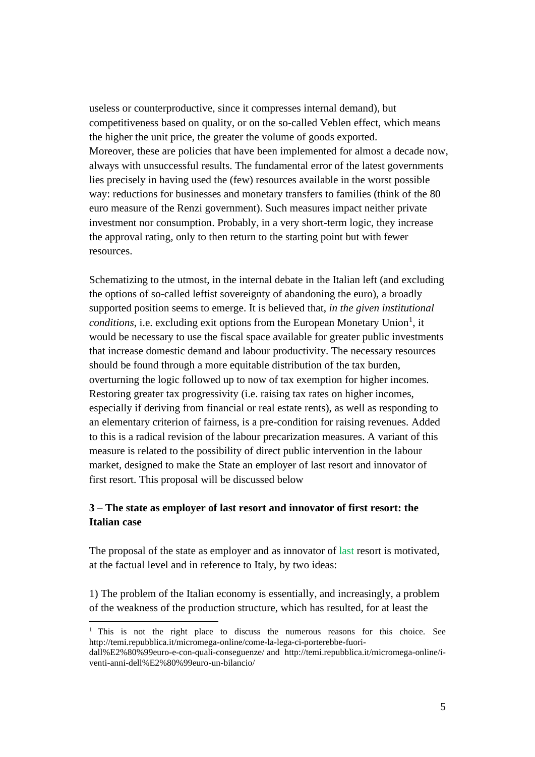useless or counterproductive, since it compresses internal demand), but competitiveness based on quality, or on the so-called Veblen effect, which means the higher the unit price, the greater the volume of goods exported.
Moreover, these are policies that have been implemented for almost a decade now, always with unsuccessful results. The fundamental error of the latest governments lies precisely in having used the (few) resources available in the worst possible way: reductions for businesses and monetary transfers to families (think of the 80 euro measure of the Renzi government). Such measures impact neither private investment nor consumption. Probably, in a very short-term logic, they increase the approval rating, only to then return to the starting point but with fewer resources.

Schematizing to the utmost, in the internal debate in the Italian left (and excluding the options of so-called leftist sovereignty of abandoning the euro), a broadly supported position seems to emerge. It is believed that, *in the given institutional conditions*, i.e. excluding exit options from the European Monetary Union[1], it would be necessary to use the fiscal space available for greater public investments that increase domestic demand and labour productivity. The necessary resources should be found through a more equitable distribution of the tax burden, overturning the logic followed up to now of tax exemption for higher incomes. Restoring greater tax progressivity (i.e. raising tax rates on higher incomes, especially if deriving from financial or real estate rents), as well as responding to an elementary criterion of fairness, is a pre-condition for raising revenues. Added to this is a radical revision of the labour precarization measures. A variant of this measure is related to the possibility of direct public intervention in the labour market, designed to make the State an employer of last resort and innovator of first resort. This proposal will be discussed below

### 3 – The state as employer of last resort and innovator of first resort: the Italian case

The proposal of the state as employer and as innovator of last resort is motivated, at the factual level and in reference to Italy, by two ideas:

1) The problem of the Italian economy is essentially, and increasingly, a problem of the weakness of the production structure, which has resulted, for at least the

[1] This is not the right place to discuss the numerous reasons for this choice. See http://temi.repubblica.it/micromega-online/come-la-lega-ci-porterebbe-fuori-dall%E2%80%99euro-e-con-quali-conseguenze/ and http://temi.repubblica.it/micromega-online/i-venti-anni-dell%E2%80%99euro-un-bilancio/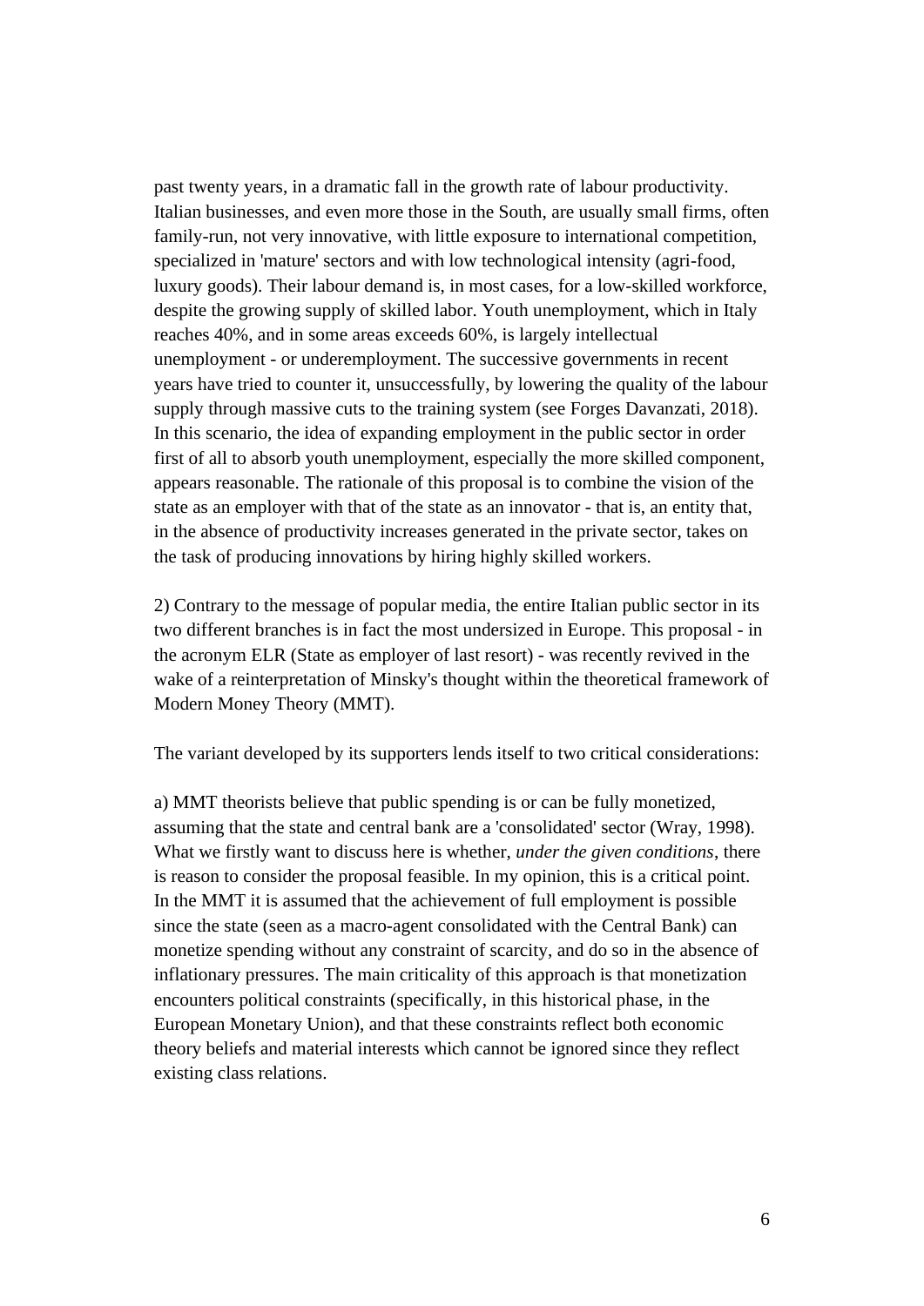past twenty years, in a dramatic fall in the growth rate of labour productivity. Italian businesses, and even more those in the South, are usually small firms, often family-run, not very innovative, with little exposure to international competition, specialized in 'mature' sectors and with low technological intensity (agri-food, luxury goods). Their labour demand is, in most cases, for a low-skilled workforce, despite the growing supply of skilled labor. Youth unemployment, which in Italy reaches 40%, and in some areas exceeds 60%, is largely intellectual unemployment - or underemployment. The successive governments in recent years have tried to counter it, unsuccessfully, by lowering the quality of the labour supply through massive cuts to the training system (see Forges Davanzati, 2018). In this scenario, the idea of expanding employment in the public sector in order first of all to absorb youth unemployment, especially the more skilled component, appears reasonable. The rationale of this proposal is to combine the vision of the state as an employer with that of the state as an innovator - that is, an entity that, in the absence of productivity increases generated in the private sector, takes on the task of producing innovations by hiring highly skilled workers.

2) Contrary to the message of popular media, the entire Italian public sector in its two different branches is in fact the most undersized in Europe. This proposal - in the acronym ELR (State as employer of last resort) - was recently revived in the wake of a reinterpretation of Minsky's thought within the theoretical framework of Modern Money Theory (MMT).

The variant developed by its supporters lends itself to two critical considerations:

a) MMT theorists believe that public spending is or can be fully monetized, assuming that the state and central bank are a 'consolidated' sector (Wray, 1998). What we firstly want to discuss here is whether, *under the given conditions*, there is reason to consider the proposal feasible. In my opinion, this is a critical point. In the MMT it is assumed that the achievement of full employment is possible since the state (seen as a macro-agent consolidated with the Central Bank) can monetize spending without any constraint of scarcity, and do so in the absence of inflationary pressures. The main criticality of this approach is that monetization encounters political constraints (specifically, in this historical phase, in the European Monetary Union), and that these constraints reflect both economic theory beliefs and material interests which cannot be ignored since they reflect existing class relations.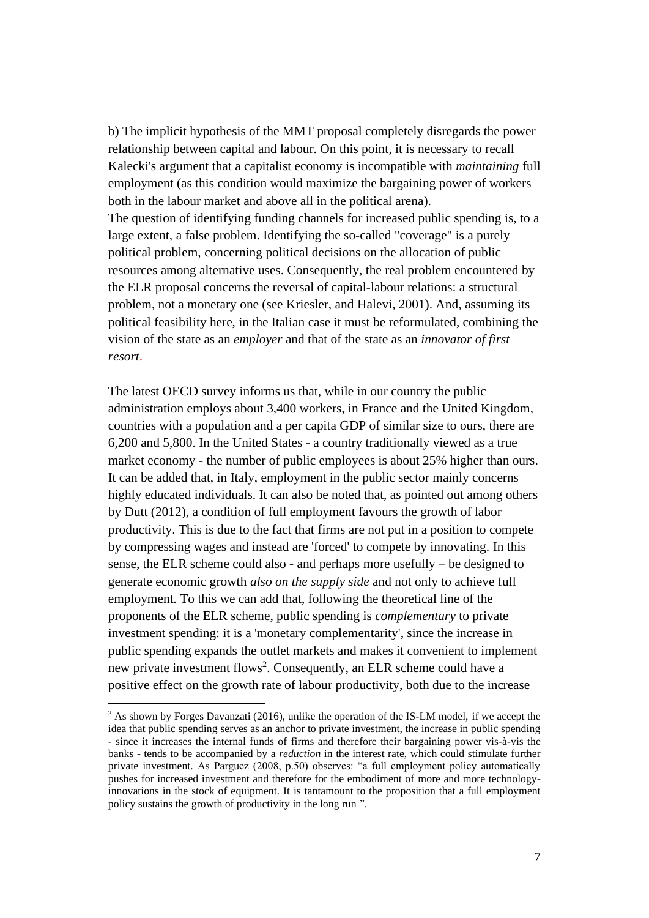b) The implicit hypothesis of the MMT proposal completely disregards the power relationship between capital and labour. On this point, it is necessary to recall Kalecki's argument that a capitalist economy is incompatible with *maintaining* full employment (as this condition would maximize the bargaining power of workers both in the labour market and above all in the political arena).
The question of identifying funding channels for increased public spending is, to a large extent, a false problem. Identifying the so-called "coverage" is a purely political problem, concerning political decisions on the allocation of public resources among alternative uses. Consequently, the real problem encountered by the ELR proposal concerns the reversal of capital-labour relations: a structural problem, not a monetary one (see Kriesler, and Halevi, 2001). And, assuming its political feasibility here, in the Italian case it must be reformulated, combining the vision of the state as an *employer* and that of the state as an *innovator of first resort*.

The latest OECD survey informs us that, while in our country the public administration employs about 3,400 workers, in France and the United Kingdom, countries with a population and a per capita GDP of similar size to ours, there are 6,200 and 5,800. In the United States - a country traditionally viewed as a true market economy - the number of public employees is about 25% higher than ours. It can be added that, in Italy, employment in the public sector mainly concerns highly educated individuals. It can also be noted that, as pointed out among others by Dutt (2012), a condition of full employment favours the growth of labor productivity. This is due to the fact that firms are not put in a position to compete by compressing wages and instead are 'forced' to compete by innovating. In this sense, the ELR scheme could also - and perhaps more usefully – be designed to generate economic growth *also on the supply side* and not only to achieve full employment. To this we can add that, following the theoretical line of the proponents of the ELR scheme, public spending is *complementary* to private investment spending: it is a 'monetary complementarity', since the increase in public spending expands the outlet markets and makes it convenient to implement new private investment flows[2]. Consequently, an ELR scheme could have a positive effect on the growth rate of labour productivity, both due to the increase

[2] As shown by Forges Davanzati (2016), unlike the operation of the IS-LM model, if we accept the idea that public spending serves as an anchor to private investment, the increase in public spending - since it increases the internal funds of firms and therefore their bargaining power vis-à-vis the banks - tends to be accompanied by a *reduction* in the interest rate, which could stimulate further private investment. As Parguez (2008, p.50) observes: "a full employment policy automatically pushes for increased investment and therefore for the embodiment of more and more technology-innovations in the stock of equipment. It is tantamount to the proposition that a full employment policy sustains the growth of productivity in the long run ".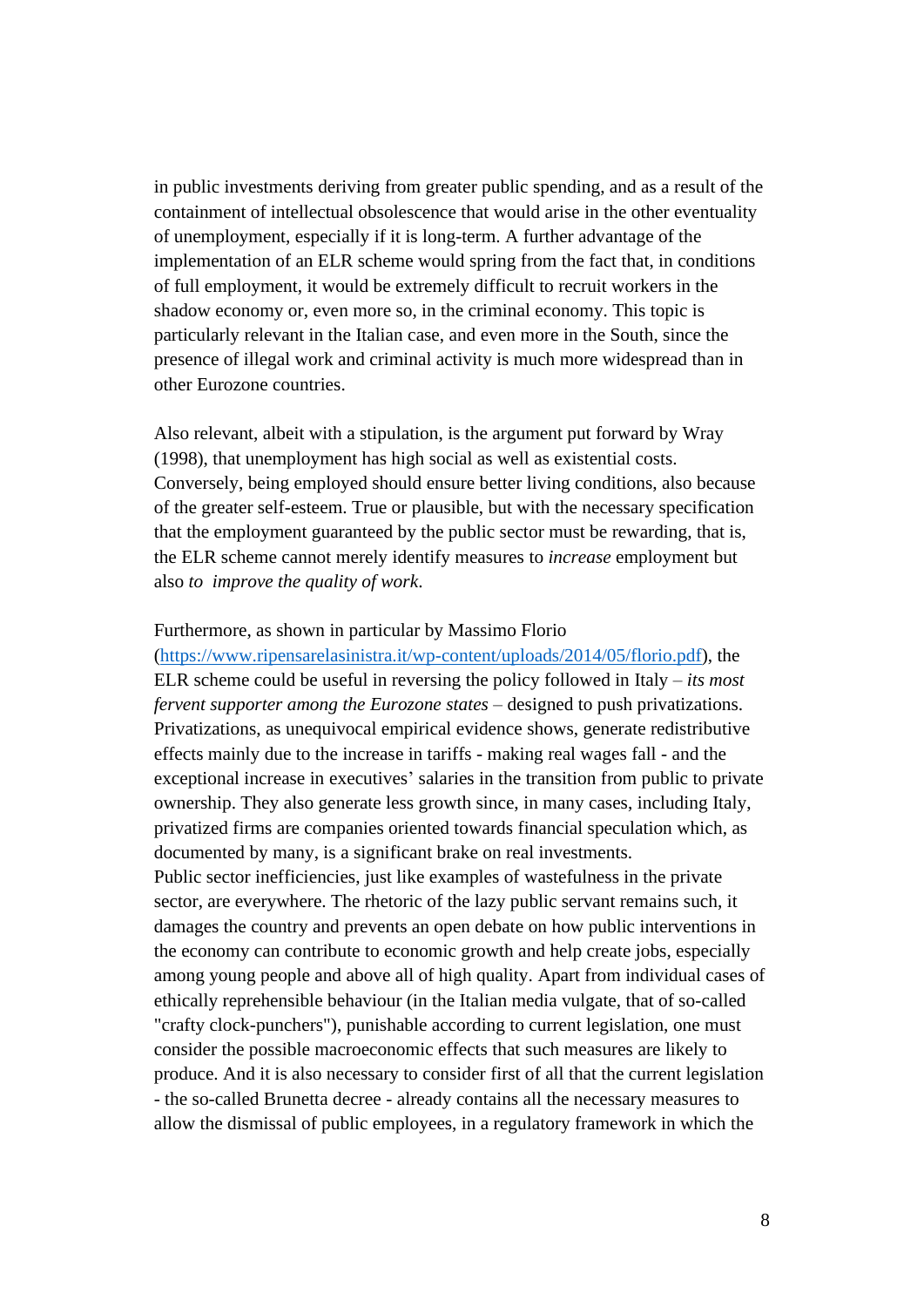in public investments deriving from greater public spending, and as a result of the containment of intellectual obsolescence that would arise in the other eventuality of unemployment, especially if it is long-term. A further advantage of the implementation of an ELR scheme would spring from the fact that, in conditions of full employment, it would be extremely difficult to recruit workers in the shadow economy or, even more so, in the criminal economy. This topic is particularly relevant in the Italian case, and even more in the South, since the presence of illegal work and criminal activity is much more widespread than in other Eurozone countries.

Also relevant, albeit with a stipulation, is the argument put forward by Wray (1998), that unemployment has high social as well as existential costs. Conversely, being employed should ensure better living conditions, also because of the greater self-esteem. True or plausible, but with the necessary specification that the employment guaranteed by the public sector must be rewarding, that is, the ELR scheme cannot merely identify measures to *increase* employment but also *to improve the quality of work*.

Furthermore, as shown in particular by Massimo Florio ([https://www.ripensarelasinistra.it/wp-content/uploads/2014/05/florio.pdf](https://www.ripensarelasinistra.it/wp-content/uploads/2014/05/florio.pdf)), the ELR scheme could be useful in reversing the policy followed in Italy – *its most fervent supporter among the Eurozone states* – designed to push privatizations. Privatizations, as unequivocal empirical evidence shows, generate redistributive effects mainly due to the increase in tariffs - making real wages fall - and the exceptional increase in executives' salaries in the transition from public to private ownership. They also generate less growth since, in many cases, including Italy, privatized firms are companies oriented towards financial speculation which, as documented by many, is a significant brake on real investments.
Public sector inefficiencies, just like examples of wastefulness in the private sector, are everywhere. The rhetoric of the lazy public servant remains such, it damages the country and prevents an open debate on how public interventions in the economy can contribute to economic growth and help create jobs, especially among young people and above all of high quality. Apart from individual cases of ethically reprehensible behaviour (in the Italian media vulgate, that of so-called "crafty clock-punchers"), punishable according to current legislation, one must consider the possible macroeconomic effects that such measures are likely to produce. And it is also necessary to consider first of all that the current legislation - the so-called Brunetta decree - already contains all the necessary measures to allow the dismissal of public employees, in a regulatory framework in which the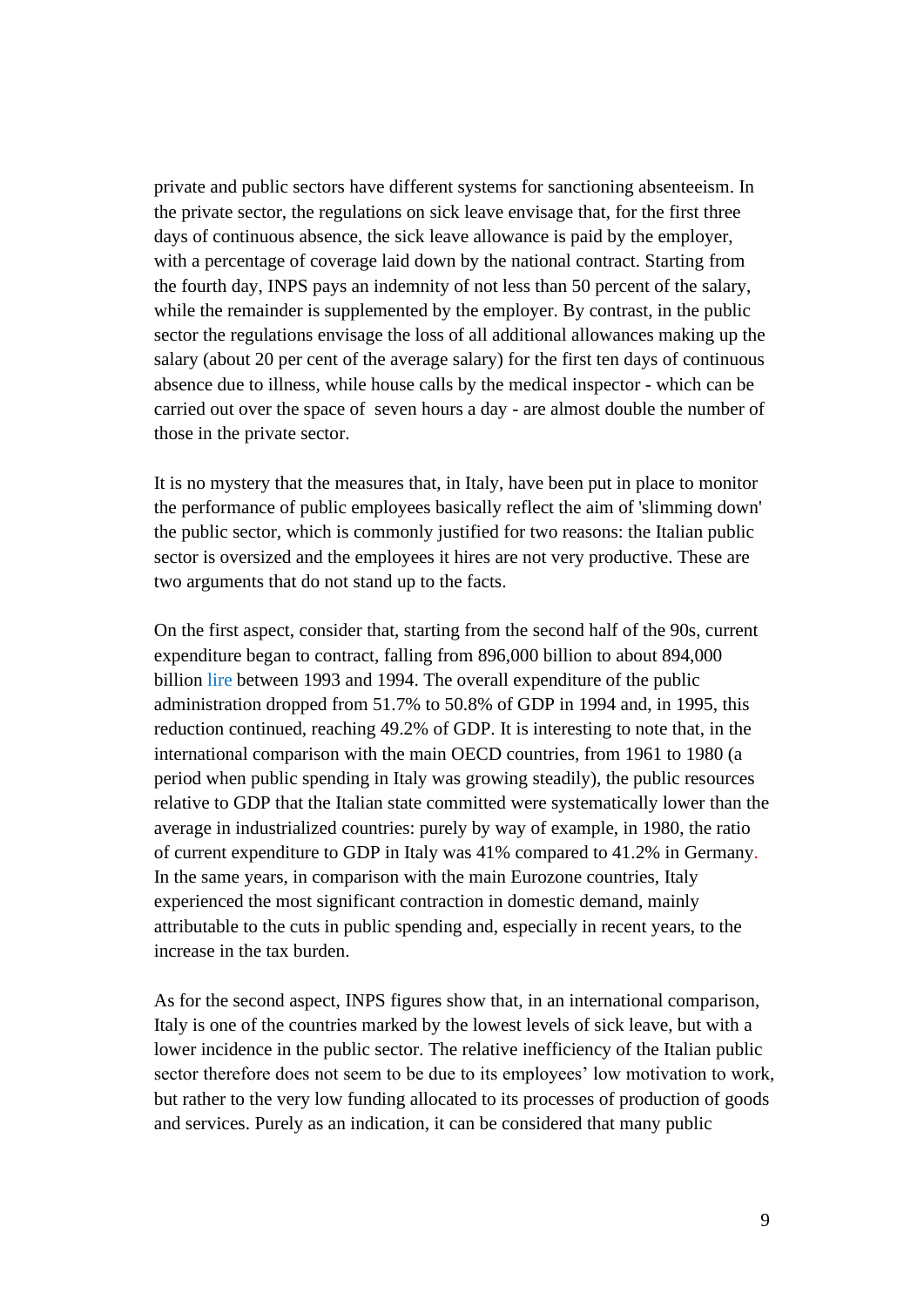private and public sectors have different systems for sanctioning absenteeism. In the private sector, the regulations on sick leave envisage that, for the first three days of continuous absence, the sick leave allowance is paid by the employer, with a percentage of coverage laid down by the national contract. Starting from the fourth day, INPS pays an indemnity of not less than 50 percent of the salary, while the remainder is supplemented by the employer. By contrast, in the public sector the regulations envisage the loss of all additional allowances making up the salary (about 20 per cent of the average salary) for the first ten days of continuous absence due to illness, while house calls by the medical inspector - which can be carried out over the space of seven hours a day - are almost double the number of those in the private sector.

It is no mystery that the measures that, in Italy, have been put in place to monitor the performance of public employees basically reflect the aim of 'slimming down' the public sector, which is commonly justified for two reasons: the Italian public sector is oversized and the employees it hires are not very productive. These are two arguments that do not stand up to the facts.

On the first aspect, consider that, starting from the second half of the 90s, current expenditure began to contract, falling from 896,000 billion to about 894,000 billion lire between 1993 and 1994. The overall expenditure of the public administration dropped from 51.7% to 50.8% of GDP in 1994 and, in 1995, this reduction continued, reaching 49.2% of GDP. It is interesting to note that, in the international comparison with the main OECD countries, from 1961 to 1980 (a period when public spending in Italy was growing steadily), the public resources relative to GDP that the Italian state committed were systematically lower than the average in industrialized countries: purely by way of example, in 1980, the ratio of current expenditure to GDP in Italy was 41% compared to 41.2% in Germany. In the same years, in comparison with the main Eurozone countries, Italy experienced the most significant contraction in domestic demand, mainly attributable to the cuts in public spending and, especially in recent years, to the increase in the tax burden.

As for the second aspect, INPS figures show that, in an international comparison, Italy is one of the countries marked by the lowest levels of sick leave, but with a lower incidence in the public sector. The relative inefficiency of the Italian public sector therefore does not seem to be due to its employees' low motivation to work, but rather to the very low funding allocated to its processes of production of goods and services. Purely as an indication, it can be considered that many public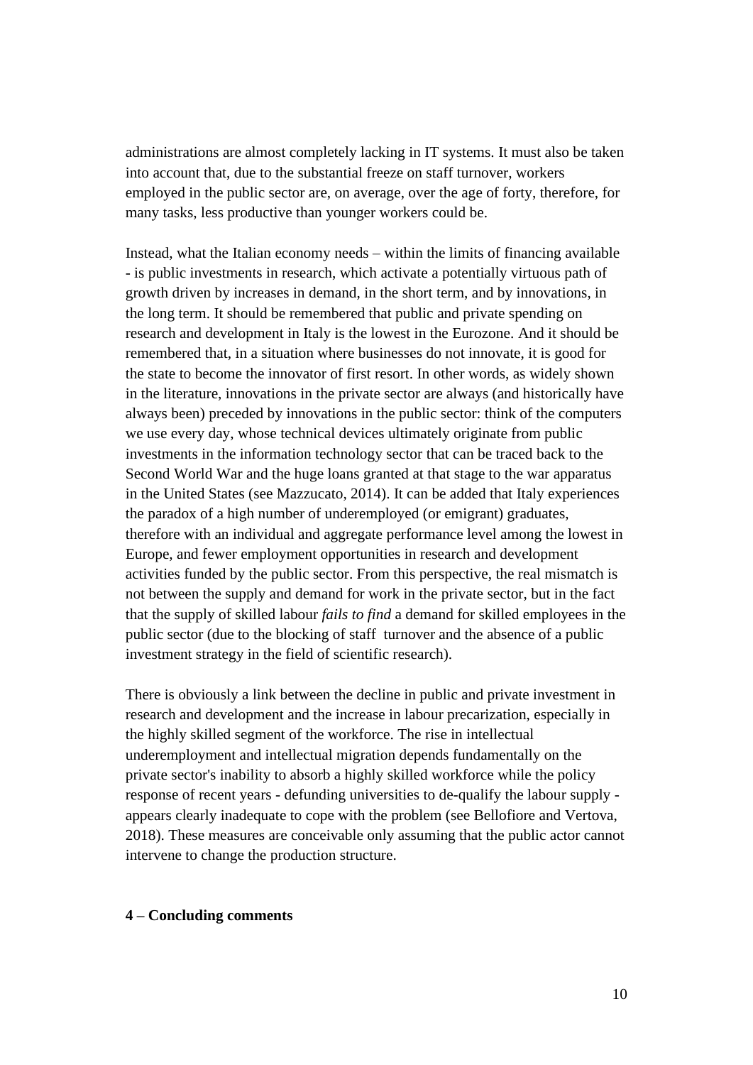administrations are almost completely lacking in IT systems. It must also be taken into account that, due to the substantial freeze on staff turnover, workers employed in the public sector are, on average, over the age of forty, therefore, for many tasks, less productive than younger workers could be.

Instead, what the Italian economy needs – within the limits of financing available - is public investments in research, which activate a potentially virtuous path of growth driven by increases in demand, in the short term, and by innovations, in the long term. It should be remembered that public and private spending on research and development in Italy is the lowest in the Eurozone. And it should be remembered that, in a situation where businesses do not innovate, it is good for the state to become the innovator of first resort. In other words, as widely shown in the literature, innovations in the private sector are always (and historically have always been) preceded by innovations in the public sector: think of the computers we use every day, whose technical devices ultimately originate from public investments in the information technology sector that can be traced back to the Second World War and the huge loans granted at that stage to the war apparatus in the United States (see Mazzucato, 2014). It can be added that Italy experiences the paradox of a high number of underemployed (or emigrant) graduates, therefore with an individual and aggregate performance level among the lowest in Europe, and fewer employment opportunities in research and development activities funded by the public sector. From this perspective, the real mismatch is not between the supply and demand for work in the private sector, but in the fact that the supply of skilled labour *fails to find* a demand for skilled employees in the public sector (due to the blocking of staff turnover and the absence of a public investment strategy in the field of scientific research).

There is obviously a link between the decline in public and private investment in research and development and the increase in labour precarization, especially in the highly skilled segment of the workforce. The rise in intellectual underemployment and intellectual migration depends fundamentally on the private sector's inability to absorb a highly skilled workforce while the policy response of recent years - defunding universities to de-qualify the labour supply - appears clearly inadequate to cope with the problem (see Bellofiore and Vertova, 2018). These measures are conceivable only assuming that the public actor cannot intervene to change the production structure.

## 4 – Concluding comments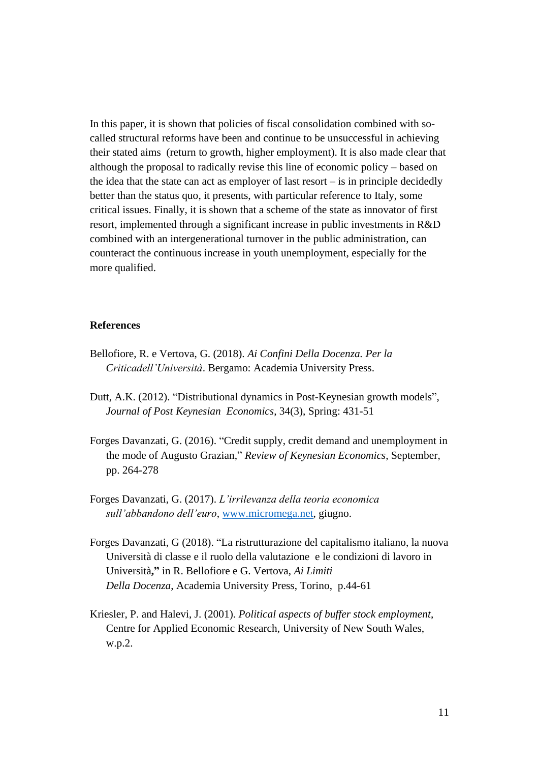In this paper, it is shown that policies of fiscal consolidation combined with so-called structural reforms have been and continue to be unsuccessful in achieving their stated aims (return to growth, higher employment). It is also made clear that although the proposal to radically revise this line of economic policy – based on the idea that the state can act as employer of last resort – is in principle decidedly better than the status quo, it presents, with particular reference to Italy, some critical issues. Finally, it is shown that a scheme of the state as innovator of first resort, implemented through a significant increase in public investments in R&D combined with an intergenerational turnover in the public administration, can counteract the continuous increase in youth unemployment, especially for the more qualified.

**References**

Bellofiore, R. e Vertova, G. (2018). *Ai Confini Della Docenza. Per la Criticadell'Università*. Bergamo: Academia University Press.

Dutt, A.K. (2012). "Distributional dynamics in Post-Keynesian growth models", *Journal of Post Keynesian Economics*, 34(3), Spring: 431-51

Forges Davanzati, G. (2016). "Credit supply, credit demand and unemployment in the mode of Augusto Grazian," *Review of Keynesian Economics*, September, pp. 264-278

Forges Davanzati, G. (2017). *L'irrilevanza della teoria economica sull'abbandono dell'euro*, www.micromega.net, giugno.

Forges Davanzati, G (2018). "La ristrutturazione del capitalismo italiano, la nuova Università di classe e il ruolo della valutazione e le condizioni di lavoro in Università**,"** in R. Bellofiore e G. Vertova, *Ai Limiti Della Docenza*, Academia University Press, Torino, p.44-61

Kriesler, P. and Halevi, J. (2001). *Political aspects of buffer stock employment*, Centre for Applied Economic Research, University of New South Wales, w.p.2.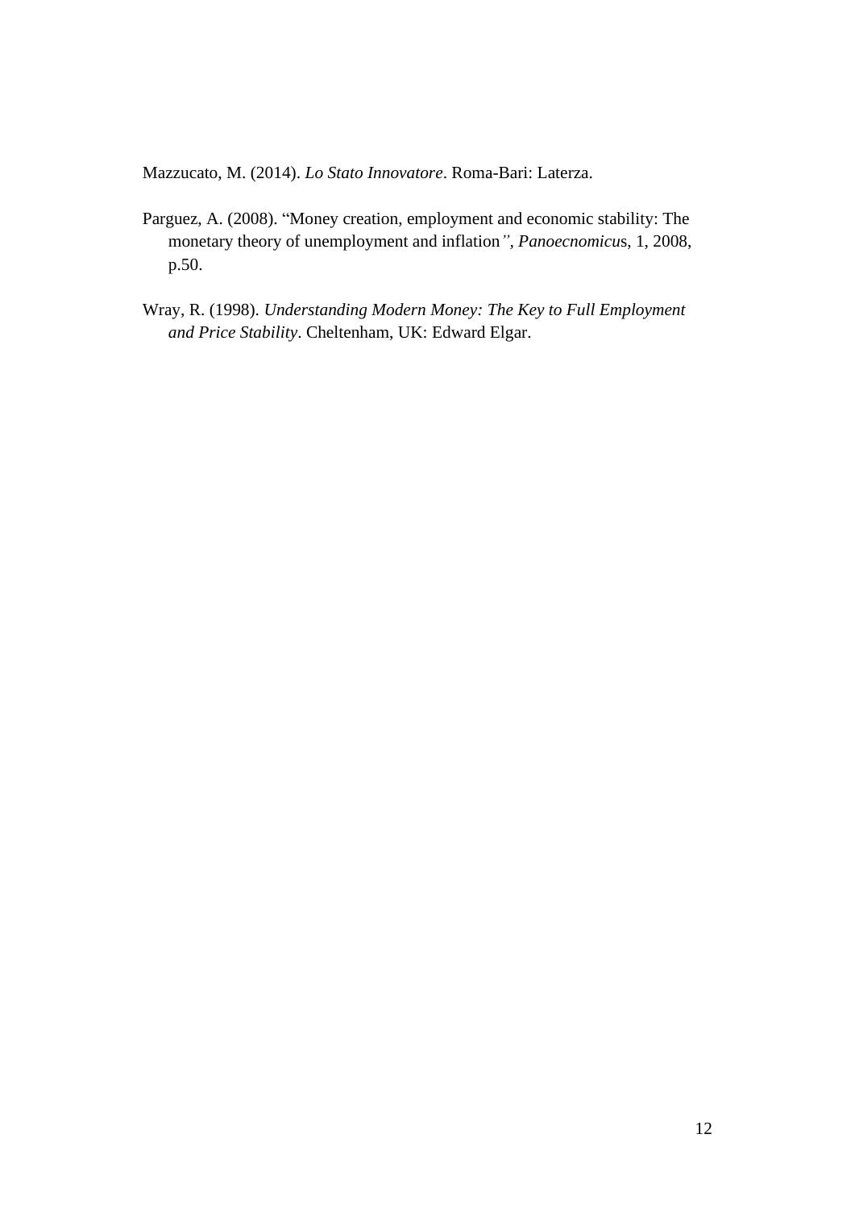Mazzucato, M. (2014). *Lo Stato Innovatore*. Roma-Bari: Laterza.

Parguez, A. (2008). "Money creation, employment and economic stability: The monetary theory of unemployment and inflation", *Panoecnomicus*, 1, 2008, p.50.

Wray, R. (1998). *Understanding Modern Money: The Key to Full Employment and Price Stability*. Cheltenham, UK: Edward Elgar.